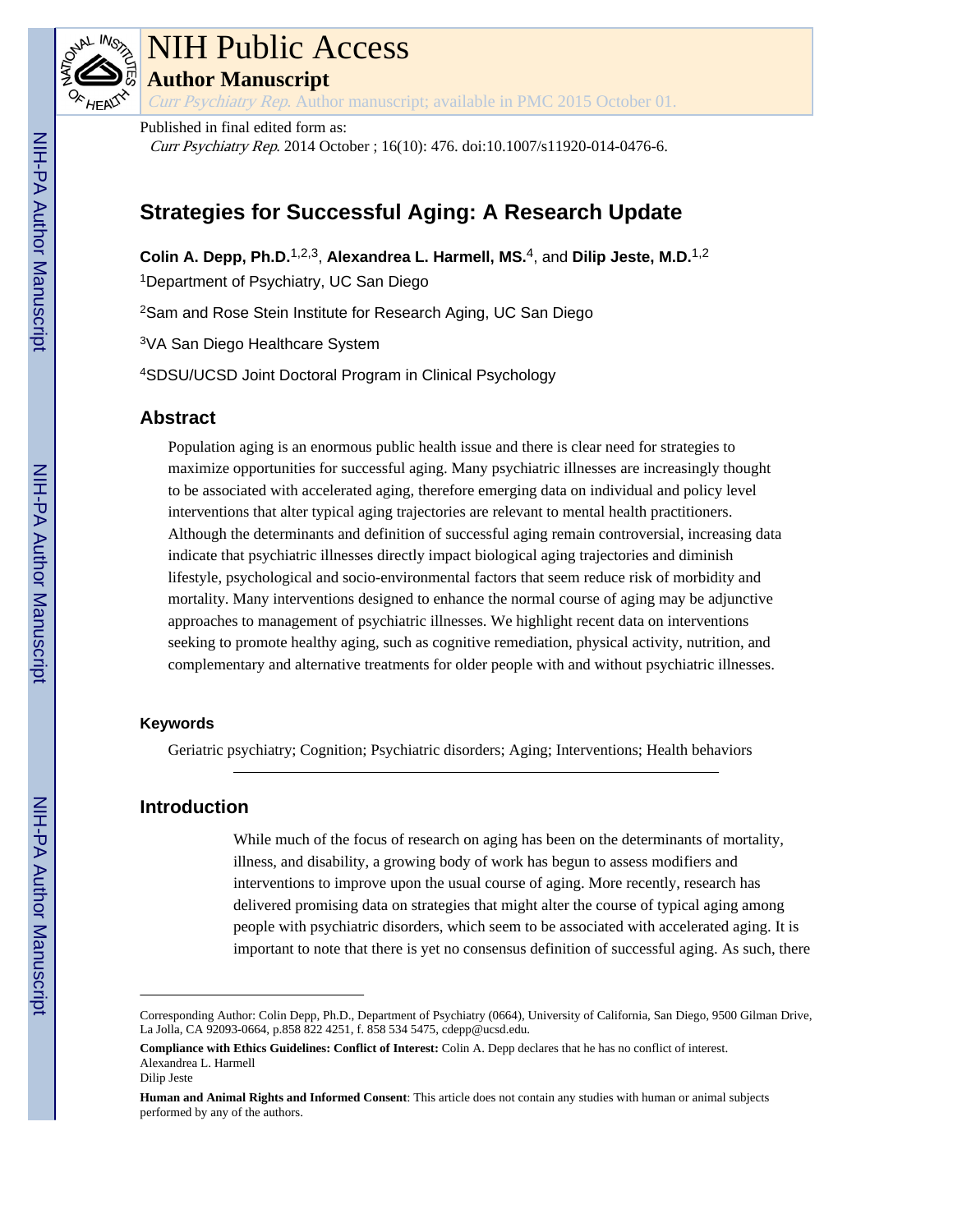# NIH Public Access

**Author Manuscript**

*Curr Psychiatry Rep.* Author manuscript; available in PMC 2015 October 01.

Published in final edited form as:

*Curr Psychiatry Rep.* 2014 October ; 16(10): 476. doi:10.1007/s11920-014-0476-6.

# Strategies for Successful Aging: A Research Update

**Colin A. Depp, Ph.D.**[1,2,3], **Alexandrea L. Harmell, MS.**[4], and **Dilip Jeste, M.D.**[1,2]

[1]Department of Psychiatry, UC San Diego

[2]Sam and Rose Stein Institute for Research Aging, UC San Diego

[3]VA San Diego Healthcare System

[4]SDSU/UCSD Joint Doctoral Program in Clinical Psychology

## Abstract

Population aging is an enormous public health issue and there is clear need for strategies to maximize opportunities for successful aging. Many psychiatric illnesses are increasingly thought to be associated with accelerated aging, therefore emerging data on individual and policy level interventions that alter typical aging trajectories are relevant to mental health practitioners. Although the determinants and definition of successful aging remain controversial, increasing data indicate that psychiatric illnesses directly impact biological aging trajectories and diminish lifestyle, psychological and socio-environmental factors that seem reduce risk of morbidity and mortality. Many interventions designed to enhance the normal course of aging may be adjunctive approaches to management of psychiatric illnesses. We highlight recent data on interventions seeking to promote healthy aging, such as cognitive remediation, physical activity, nutrition, and complementary and alternative treatments for older people with and without psychiatric illnesses.

### Keywords

Geriatric psychiatry; Cognition; Psychiatric disorders; Aging; Interventions; Health behaviors

## Introduction

While much of the focus of research on aging has been on the determinants of mortality, illness, and disability, a growing body of work has begun to assess modifiers and interventions to improve upon the usual course of aging. More recently, research has delivered promising data on strategies that might alter the course of typical aging among people with psychiatric disorders, which seem to be associated with accelerated aging. It is important to note that there is yet no consensus definition of successful aging. As such, there

---

Corresponding Author: Colin Depp, Ph.D., Department of Psychiatry (0664), University of California, San Diego, 9500 Gilman Drive, La Jolla, CA 92093-0664, p.858 822 4251, f. 858 534 5475, cdepp@ucsd.edu.

**Compliance with Ethics Guidelines: Conflict of Interest:** Colin A. Depp declares that he has no conflict of interest.
Alexandrea L. Harmell
Dilip Jeste

**Human and Animal Rights and Informed Consent**: This article does not contain any studies with human or animal subjects performed by any of the authors.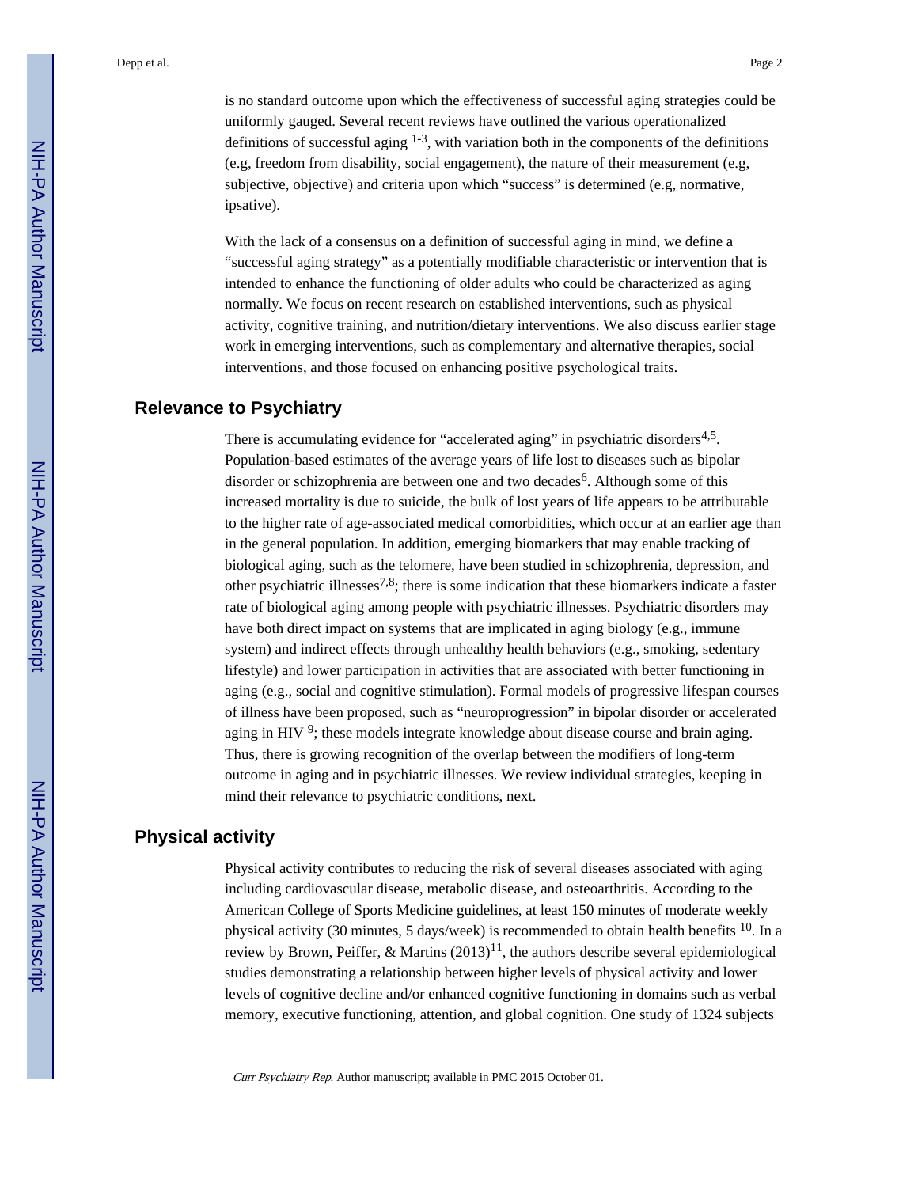is no standard outcome upon which the effectiveness of successful aging strategies could be uniformly gauged. Several recent reviews have outlined the various operationalized definitions of successful aging [1-3], with variation both in the components of the definitions (e.g, freedom from disability, social engagement), the nature of their measurement (e.g, subjective, objective) and criteria upon which "success" is determined (e.g, normative, ipsative).

With the lack of a consensus on a definition of successful aging in mind, we define a "successful aging strategy" as a potentially modifiable characteristic or intervention that is intended to enhance the functioning of older adults who could be characterized as aging normally. We focus on recent research on established interventions, such as physical activity, cognitive training, and nutrition/dietary interventions. We also discuss earlier stage work in emerging interventions, such as complementary and alternative therapies, social interventions, and those focused on enhancing positive psychological traits.

## Relevance to Psychiatry

There is accumulating evidence for "accelerated aging" in psychiatric disorders[4,5]. Population-based estimates of the average years of life lost to diseases such as bipolar disorder or schizophrenia are between one and two decades[6]. Although some of this increased mortality is due to suicide, the bulk of lost years of life appears to be attributable to the higher rate of age-associated medical comorbidities, which occur at an earlier age than in the general population. In addition, emerging biomarkers that may enable tracking of biological aging, such as the telomere, have been studied in schizophrenia, depression, and other psychiatric illnesses[7,8]; there is some indication that these biomarkers indicate a faster rate of biological aging among people with psychiatric illnesses. Psychiatric disorders may have both direct impact on systems that are implicated in aging biology (e.g., immune system) and indirect effects through unhealthy health behaviors (e.g., smoking, sedentary lifestyle) and lower participation in activities that are associated with better functioning in aging (e.g., social and cognitive stimulation). Formal models of progressive lifespan courses of illness have been proposed, such as "neuroprogression" in bipolar disorder or accelerated aging in HIV [9]; these models integrate knowledge about disease course and brain aging. Thus, there is growing recognition of the overlap between the modifiers of long-term outcome in aging and in psychiatric illnesses. We review individual strategies, keeping in mind their relevance to psychiatric conditions, next.

## Physical activity

Physical activity contributes to reducing the risk of several diseases associated with aging including cardiovascular disease, metabolic disease, and osteoarthritis. According to the American College of Sports Medicine guidelines, at least 150 minutes of moderate weekly physical activity (30 minutes, 5 days/week) is recommended to obtain health benefits [10]. In a review by Brown, Peiffer, & Martins (2013)[11], the authors describe several epidemiological studies demonstrating a relationship between higher levels of physical activity and lower levels of cognitive decline and/or enhanced cognitive functioning in domains such as verbal memory, executive functioning, attention, and global cognition. One study of 1324 subjects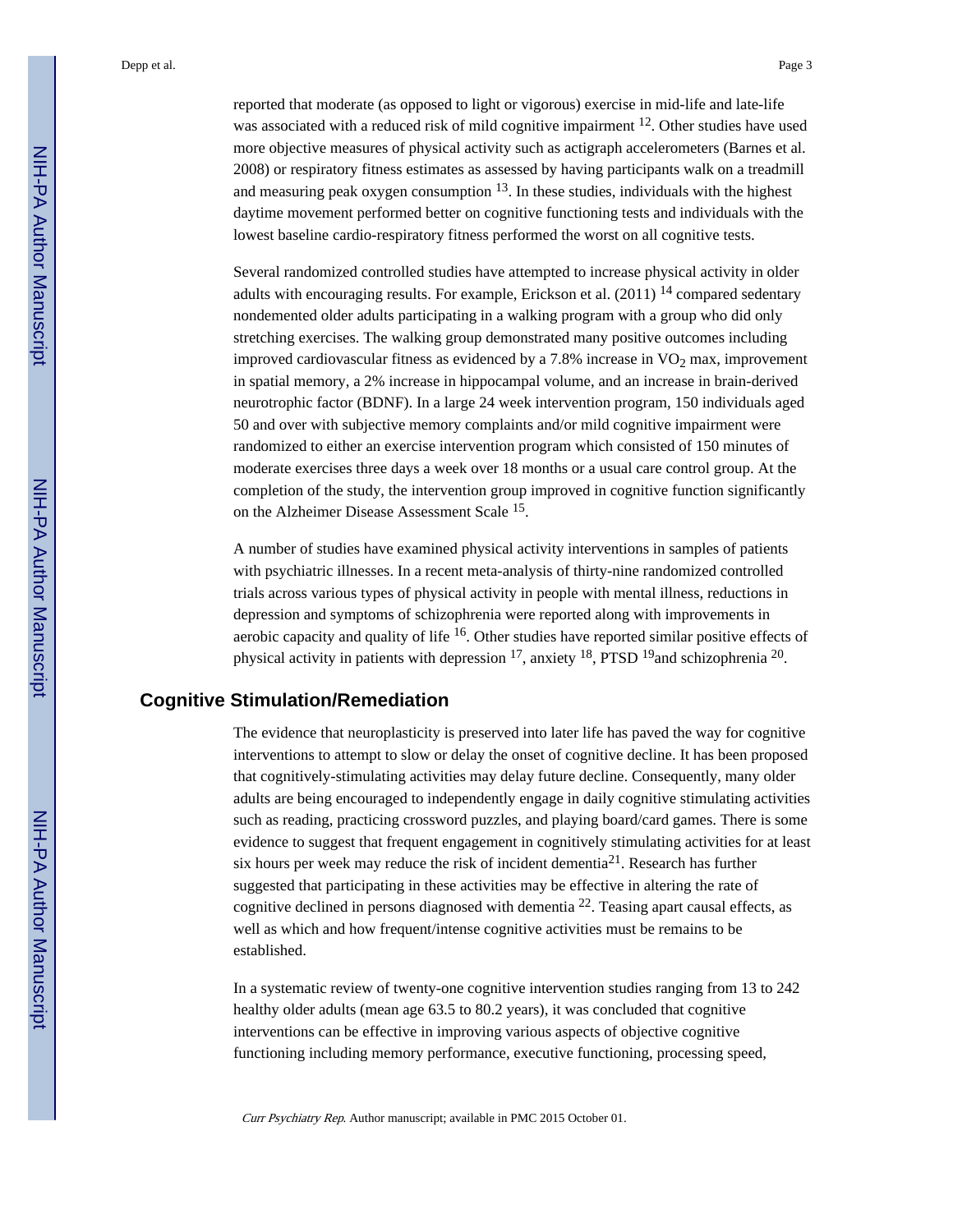reported that moderate (as opposed to light or vigorous) exercise in mid-life and late-life was associated with a reduced risk of mild cognitive impairment [12]. Other studies have used more objective measures of physical activity such as actigraph accelerometers (Barnes et al. 2008) or respiratory fitness estimates as assessed by having participants walk on a treadmill and measuring peak oxygen consumption [13]. In these studies, individuals with the highest daytime movement performed better on cognitive functioning tests and individuals with the lowest baseline cardio-respiratory fitness performed the worst on all cognitive tests.

Several randomized controlled studies have attempted to increase physical activity in older adults with encouraging results. For example, Erickson et al. (2011) [14] compared sedentary nondemented older adults participating in a walking program with a group who did only stretching exercises. The walking group demonstrated many positive outcomes including improved cardiovascular fitness as evidenced by a 7.8% increase in $VO_2$ max, improvement in spatial memory, a 2% increase in hippocampal volume, and an increase in brain-derived neurotrophic factor (BDNF). In a large 24 week intervention program, 150 individuals aged 50 and over with subjective memory complaints and/or mild cognitive impairment were randomized to either an exercise intervention program which consisted of 150 minutes of moderate exercises three days a week over 18 months or a usual care control group. At the completion of the study, the intervention group improved in cognitive function significantly on the Alzheimer Disease Assessment Scale [15].

A number of studies have examined physical activity interventions in samples of patients with psychiatric illnesses. In a recent meta-analysis of thirty-nine randomized controlled trials across various types of physical activity in people with mental illness, reductions in depression and symptoms of schizophrenia were reported along with improvements in aerobic capacity and quality of life [16]. Other studies have reported similar positive effects of physical activity in patients with depression [17], anxiety [18], PTSD [19]and schizophrenia [20].

## Cognitive Stimulation/Remediation

The evidence that neuroplasticity is preserved into later life has paved the way for cognitive interventions to attempt to slow or delay the onset of cognitive decline. It has been proposed that cognitively-stimulating activities may delay future decline. Consequently, many older adults are being encouraged to independently engage in daily cognitive stimulating activities such as reading, practicing crossword puzzles, and playing board/card games. There is some evidence to suggest that frequent engagement in cognitively stimulating activities for at least six hours per week may reduce the risk of incident dementia[21]. Research has further suggested that participating in these activities may be effective in altering the rate of cognitive declined in persons diagnosed with dementia [22]. Teasing apart causal effects, as well as which and how frequent/intense cognitive activities must be remains to be established.

In a systematic review of twenty-one cognitive intervention studies ranging from 13 to 242 healthy older adults (mean age 63.5 to 80.2 years), it was concluded that cognitive interventions can be effective in improving various aspects of objective cognitive functioning including memory performance, executive functioning, processing speed,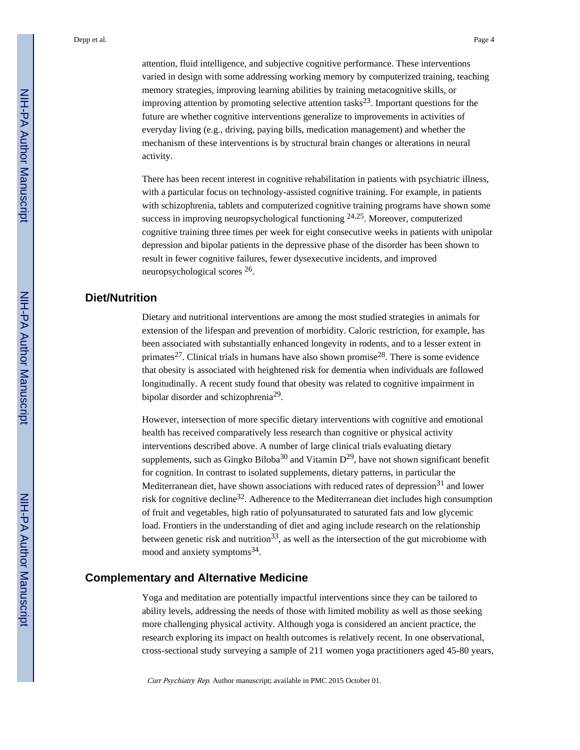attention, fluid intelligence, and subjective cognitive performance. These interventions varied in design with some addressing working memory by computerized training, teaching memory strategies, improving learning abilities by training metacognitive skills, or improving attention by promoting selective attention tasks[23]. Important questions for the future are whether cognitive interventions generalize to improvements in activities of everyday living (e.g., driving, paying bills, medication management) and whether the mechanism of these interventions is by structural brain changes or alterations in neural activity.

There has been recent interest in cognitive rehabilitation in patients with psychiatric illness, with a particular focus on technology-assisted cognitive training. For example, in patients with schizophrenia, tablets and computerized cognitive training programs have shown some success in improving neuropsychological functioning [24,25]. Moreover, computerized cognitive training three times per week for eight consecutive weeks in patients with unipolar depression and bipolar patients in the depressive phase of the disorder has been shown to result in fewer cognitive failures, fewer dysexecutive incidents, and improved neuropsychological scores [26].

## Diet/Nutrition

Dietary and nutritional interventions are among the most studied strategies in animals for extension of the lifespan and prevention of morbidity. Caloric restriction, for example, has been associated with substantially enhanced longevity in rodents, and to a lesser extent in primates[27]. Clinical trials in humans have also shown promise[28]. There is some evidence that obesity is associated with heightened risk for dementia when individuals are followed longitudinally. A recent study found that obesity was related to cognitive impairment in bipolar disorder and schizophrenia[29].

However, intersection of more specific dietary interventions with cognitive and emotional health has received comparatively less research than cognitive or physical activity interventions described above. A number of large clinical trials evaluating dietary supplements, such as Gingko Biloba[30] and Vitamin D[29], have not shown significant benefit for cognition. In contrast to isolated supplements, dietary patterns, in particular the Mediterranean diet, have shown associations with reduced rates of depression[31] and lower risk for cognitive decline[32]. Adherence to the Mediterranean diet includes high consumption of fruit and vegetables, high ratio of polyunsaturated to saturated fats and low glycemic load. Frontiers in the understanding of diet and aging include research on the relationship between genetic risk and nutrition[33], as well as the intersection of the gut microbiome with mood and anxiety symptoms[34].

## Complementary and Alternative Medicine

Yoga and meditation are potentially impactful interventions since they can be tailored to ability levels, addressing the needs of those with limited mobility as well as those seeking more challenging physical activity. Although yoga is considered an ancient practice, the research exploring its impact on health outcomes is relatively recent. In one observational, cross-sectional study surveying a sample of 211 women yoga practitioners aged 45-80 years,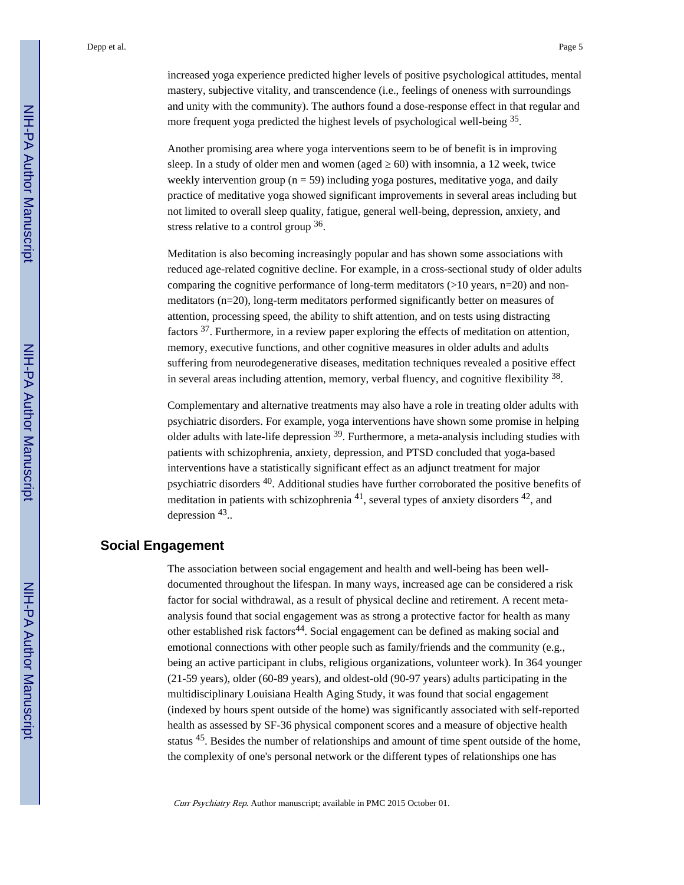increased yoga experience predicted higher levels of positive psychological attitudes, mental mastery, subjective vitality, and transcendence (i.e., feelings of oneness with surroundings and unity with the community). The authors found a dose-response effect in that regular and more frequent yoga predicted the highest levels of psychological well-being [35].

Another promising area where yoga interventions seem to be of benefit is in improving sleep. In a study of older men and women (aged ≥ 60) with insomnia, a 12 week, twice weekly intervention group (n = 59) including yoga postures, meditative yoga, and daily practice of meditative yoga showed significant improvements in several areas including but not limited to overall sleep quality, fatigue, general well-being, depression, anxiety, and stress relative to a control group [36].

Meditation is also becoming increasingly popular and has shown some associations with reduced age-related cognitive decline. For example, in a cross-sectional study of older adults comparing the cognitive performance of long-term meditators (>10 years, n=20) and non-meditators (n=20), long-term meditators performed significantly better on measures of attention, processing speed, the ability to shift attention, and on tests using distracting factors [37]. Furthermore, in a review paper exploring the effects of meditation on attention, memory, executive functions, and other cognitive measures in older adults and adults suffering from neurodegenerative diseases, meditation techniques revealed a positive effect in several areas including attention, memory, verbal fluency, and cognitive flexibility [38].

Complementary and alternative treatments may also have a role in treating older adults with psychiatric disorders. For example, yoga interventions have shown some promise in helping older adults with late-life depression [39]. Furthermore, a meta-analysis including studies with patients with schizophrenia, anxiety, depression, and PTSD concluded that yoga-based interventions have a statistically significant effect as an adjunct treatment for major psychiatric disorders [40]. Additional studies have further corroborated the positive benefits of meditation in patients with schizophrenia [41], several types of anxiety disorders [42], and depression [43]..

## Social Engagement

The association between social engagement and health and well-being has been well-documented throughout the lifespan. In many ways, increased age can be considered a risk factor for social withdrawal, as a result of physical decline and retirement. A recent meta-analysis found that social engagement was as strong a protective factor for health as many other established risk factors[44]. Social engagement can be defined as making social and emotional connections with other people such as family/friends and the community (e.g., being an active participant in clubs, religious organizations, volunteer work). In 364 younger (21-59 years), older (60-89 years), and oldest-old (90-97 years) adults participating in the multidisciplinary Louisiana Health Aging Study, it was found that social engagement (indexed by hours spent outside of the home) was significantly associated with self-reported health as assessed by SF-36 physical component scores and a measure of objective health status [45]. Besides the number of relationships and amount of time spent outside of the home, the complexity of one's personal network or the different types of relationships one has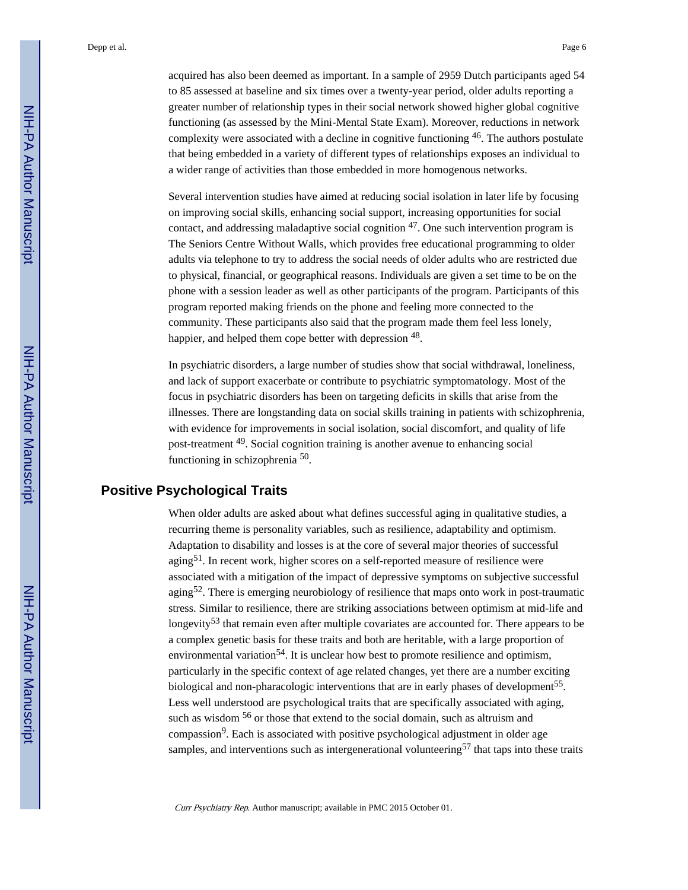acquired has also been deemed as important. In a sample of 2959 Dutch participants aged 54 to 85 assessed at baseline and six times over a twenty-year period, older adults reporting a greater number of relationship types in their social network showed higher global cognitive functioning (as assessed by the Mini-Mental State Exam). Moreover, reductions in network complexity were associated with a decline in cognitive functioning [46]. The authors postulate that being embedded in a variety of different types of relationships exposes an individual to a wider range of activities than those embedded in more homogenous networks.

Several intervention studies have aimed at reducing social isolation in later life by focusing on improving social skills, enhancing social support, increasing opportunities for social contact, and addressing maladaptive social cognition [47]. One such intervention program is The Seniors Centre Without Walls, which provides free educational programming to older adults via telephone to try to address the social needs of older adults who are restricted due to physical, financial, or geographical reasons. Individuals are given a set time to be on the phone with a session leader as well as other participants of the program. Participants of this program reported making friends on the phone and feeling more connected to the community. These participants also said that the program made them feel less lonely, happier, and helped them cope better with depression [48].

In psychiatric disorders, a large number of studies show that social withdrawal, loneliness, and lack of support exacerbate or contribute to psychiatric symptomatology. Most of the focus in psychiatric disorders has been on targeting deficits in skills that arise from the illnesses. There are longstanding data on social skills training in patients with schizophrenia, with evidence for improvements in social isolation, social discomfort, and quality of life post-treatment [49]. Social cognition training is another avenue to enhancing social functioning in schizophrenia [50].

## Positive Psychological Traits

When older adults are asked about what defines successful aging in qualitative studies, a recurring theme is personality variables, such as resilience, adaptability and optimism. Adaptation to disability and losses is at the core of several major theories of successful aging[51]. In recent work, higher scores on a self-reported measure of resilience were associated with a mitigation of the impact of depressive symptoms on subjective successful aging[52]. There is emerging neurobiology of resilience that maps onto work in post-traumatic stress. Similar to resilience, there are striking associations between optimism at mid-life and longevity[53] that remain even after multiple covariates are accounted for. There appears to be a complex genetic basis for these traits and both are heritable, with a large proportion of environmental variation[54]. It is unclear how best to promote resilience and optimism, particularly in the specific context of age related changes, yet there are a number exciting biological and non-pharacologic interventions that are in early phases of development[55]. Less well understood are psychological traits that are specifically associated with aging, such as wisdom [56] or those that extend to the social domain, such as altruism and compassion[9]. Each is associated with positive psychological adjustment in older age samples, and interventions such as intergenerational volunteering[57] that taps into these traits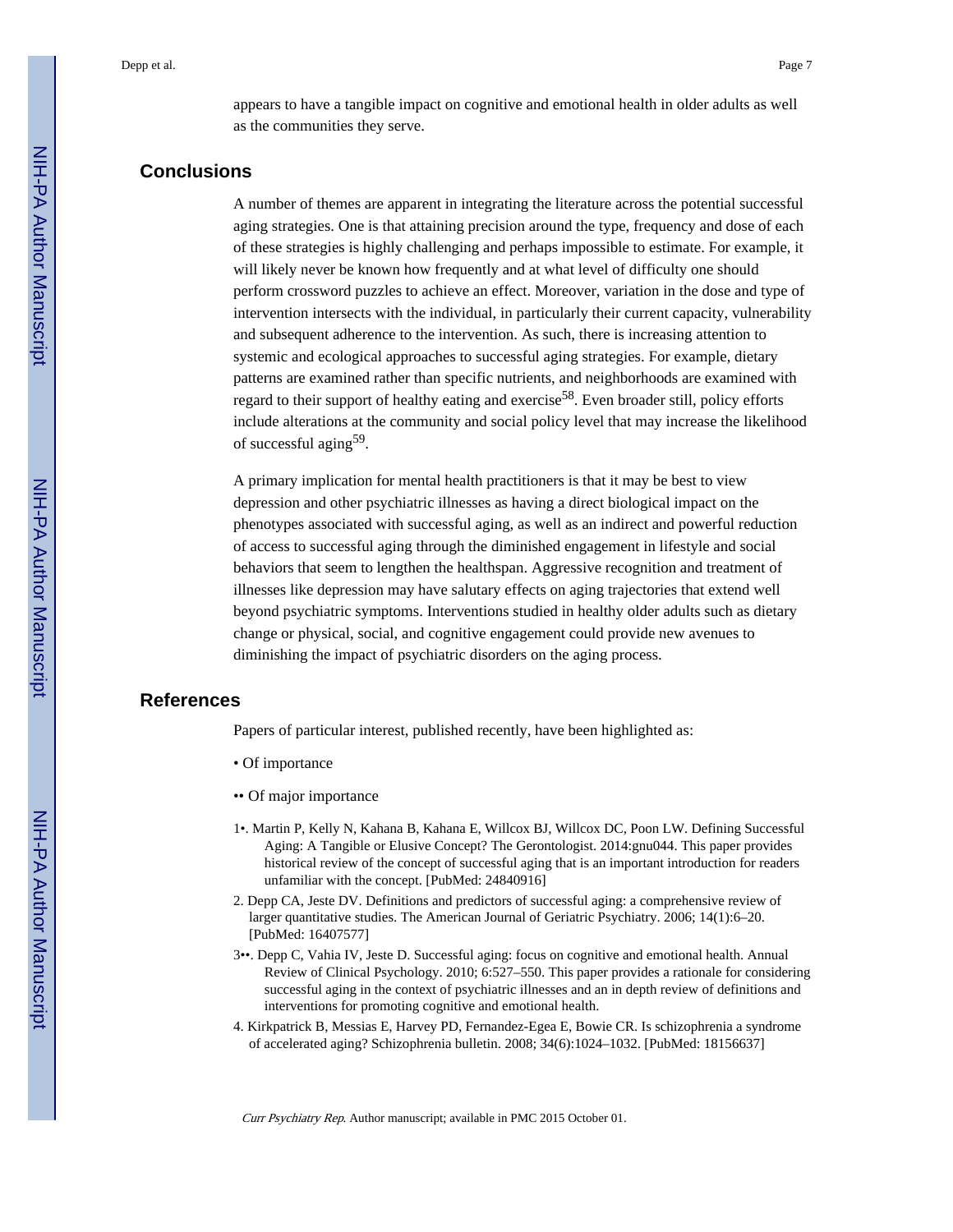appears to have a tangible impact on cognitive and emotional health in older adults as well as the communities they serve.

## Conclusions

A number of themes are apparent in integrating the literature across the potential successful aging strategies. One is that attaining precision around the type, frequency and dose of each of these strategies is highly challenging and perhaps impossible to estimate. For example, it will likely never be known how frequently and at what level of difficulty one should perform crossword puzzles to achieve an effect. Moreover, variation in the dose and type of intervention intersects with the individual, in particularly their current capacity, vulnerability and subsequent adherence to the intervention. As such, there is increasing attention to systemic and ecological approaches to successful aging strategies. For example, dietary patterns are examined rather than specific nutrients, and neighborhoods are examined with regard to their support of healthy eating and exercise[58]. Even broader still, policy efforts include alterations at the community and social policy level that may increase the likelihood of successful aging[59].

A primary implication for mental health practitioners is that it may be best to view depression and other psychiatric illnesses as having a direct biological impact on the phenotypes associated with successful aging, as well as an indirect and powerful reduction of access to successful aging through the diminished engagement in lifestyle and social behaviors that seem to lengthen the healthspan. Aggressive recognition and treatment of illnesses like depression may have salutary effects on aging trajectories that extend well beyond psychiatric symptoms. Interventions studied in healthy older adults such as dietary change or physical, social, and cognitive engagement could provide new avenues to diminishing the impact of psychiatric disorders on the aging process.

## References

Papers of particular interest, published recently, have been highlighted as:

• Of importance

•• Of major importance

1•. Martin P, Kelly N, Kahana B, Kahana E, Willcox BJ, Willcox DC, Poon LW. Defining Successful Aging: A Tangible or Elusive Concept? The Gerontologist. 2014:gnu044. This paper provides historical review of the concept of successful aging that is an important introduction for readers unfamiliar with the concept. [PubMed: 24840916]

2. Depp CA, Jeste DV. Definitions and predictors of successful aging: a comprehensive review of larger quantitative studies. The American Journal of Geriatric Psychiatry. 2006; 14(1):6–20. [PubMed: 16407577]

3••. Depp C, Vahia IV, Jeste D. Successful aging: focus on cognitive and emotional health. Annual Review of Clinical Psychology. 2010; 6:527–550. This paper provides a rationale for considering successful aging in the context of psychiatric illnesses and an in depth review of definitions and interventions for promoting cognitive and emotional health.

4. Kirkpatrick B, Messias E, Harvey PD, Fernandez-Egea E, Bowie CR. Is schizophrenia a syndrome of accelerated aging? Schizophrenia bulletin. 2008; 34(6):1024–1032. [PubMed: 18156637]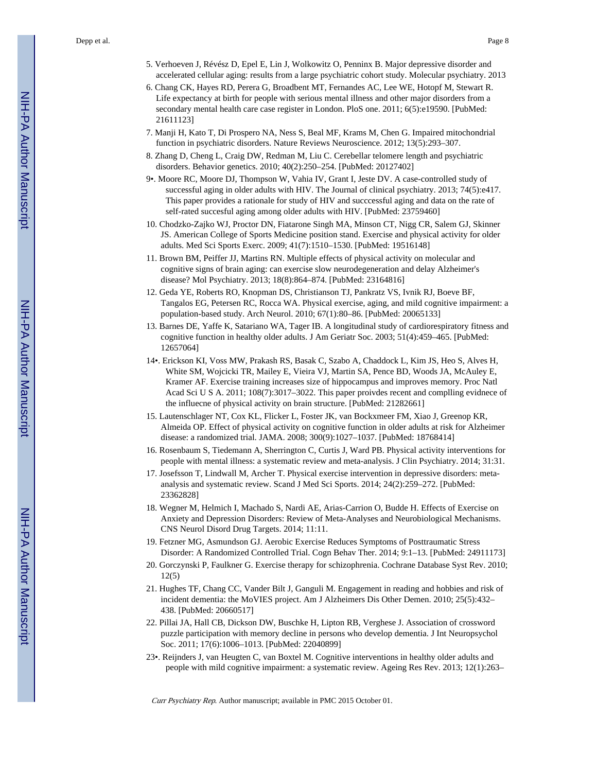5. Verhoeven J, Révész D, Epel E, Lin J, Wolkowitz O, Penninx B. Major depressive disorder and accelerated cellular aging: results from a large psychiatric cohort study. Molecular psychiatry. 2013

6. Chang CK, Hayes RD, Perera G, Broadbent MT, Fernandes AC, Lee WE, Hotopf M, Stewart R. Life expectancy at birth for people with serious mental illness and other major disorders from a secondary mental health care case register in London. PloS one. 2011; 6(5):e19590. [PubMed: 21611123]

7. Manji H, Kato T, Di Prospero NA, Ness S, Beal MF, Krams M, Chen G. Impaired mitochondrial function in psychiatric disorders. Nature Reviews Neuroscience. 2012; 13(5):293–307.

8. Zhang D, Cheng L, Craig DW, Redman M, Liu C. Cerebellar telomere length and psychiatric disorders. Behavior genetics. 2010; 40(2):250–254. [PubMed: 20127402]

9•. Moore RC, Moore DJ, Thompson W, Vahia IV, Grant I, Jeste DV. A case-controlled study of successful aging in older adults with HIV. The Journal of clinical psychiatry. 2013; 74(5):e417. This paper provides a rationale for study of HIV and succcessful aging and data on the rate of self-rated succesful aging among older adults with HIV. [PubMed: 23759460]

10. Chodzko-Zajko WJ, Proctor DN, Fiatarone Singh MA, Minson CT, Nigg CR, Salem GJ, Skinner JS. American College of Sports Medicine position stand. Exercise and physical activity for older adults. Med Sci Sports Exerc. 2009; 41(7):1510–1530. [PubMed: 19516148]

11. Brown BM, Peiffer JJ, Martins RN. Multiple effects of physical activity on molecular and cognitive signs of brain aging: can exercise slow neurodegeneration and delay Alzheimer's disease? Mol Psychiatry. 2013; 18(8):864–874. [PubMed: 23164816]

12. Geda YE, Roberts RO, Knopman DS, Christianson TJ, Pankratz VS, Ivnik RJ, Boeve BF, Tangalos EG, Petersen RC, Rocca WA. Physical exercise, aging, and mild cognitive impairment: a population-based study. Arch Neurol. 2010; 67(1):80–86. [PubMed: 20065133]

13. Barnes DE, Yaffe K, Satariano WA, Tager IB. A longitudinal study of cardiorespiratory fitness and cognitive function in healthy older adults. J Am Geriatr Soc. 2003; 51(4):459–465. [PubMed: 12657064]

14•. Erickson KI, Voss MW, Prakash RS, Basak C, Szabo A, Chaddock L, Kim JS, Heo S, Alves H, White SM, Wojcicki TR, Mailey E, Vieira VJ, Martin SA, Pence BD, Woods JA, McAuley E, Kramer AF. Exercise training increases size of hippocampus and improves memory. Proc Natl Acad Sci U S A. 2011; 108(7):3017–3022. This paper proivdes recent and complling evidnece of the influecne of physical activity on brain structure. [PubMed: 21282661]

15. Lautenschlager NT, Cox KL, Flicker L, Foster JK, van Bockxmeer FM, Xiao J, Greenop KR, Almeida OP. Effect of physical activity on cognitive function in older adults at risk for Alzheimer disease: a randomized trial. JAMA. 2008; 300(9):1027–1037. [PubMed: 18768414]

16. Rosenbaum S, Tiedemann A, Sherrington C, Curtis J, Ward PB. Physical activity interventions for people with mental illness: a systematic review and meta-analysis. J Clin Psychiatry. 2014; 31:31.

17. Josefsson T, Lindwall M, Archer T. Physical exercise intervention in depressive disorders: meta-analysis and systematic review. Scand J Med Sci Sports. 2014; 24(2):259–272. [PubMed: 23362828]

18. Wegner M, Helmich I, Machado S, Nardi AE, Arias-Carrion O, Budde H. Effects of Exercise on Anxiety and Depression Disorders: Review of Meta-Analyses and Neurobiological Mechanisms. CNS Neurol Disord Drug Targets. 2014; 11:11.

19. Fetzner MG, Asmundson GJ. Aerobic Exercise Reduces Symptoms of Posttraumatic Stress Disorder: A Randomized Controlled Trial. Cogn Behav Ther. 2014; 9:1–13. [PubMed: 24911173]

20. Gorczynski P, Faulkner G. Exercise therapy for schizophrenia. Cochrane Database Syst Rev. 2010; 12(5)

21. Hughes TF, Chang CC, Vander Bilt J, Ganguli M. Engagement in reading and hobbies and risk of incident dementia: the MoVIES project. Am J Alzheimers Dis Other Demen. 2010; 25(5):432–438. [PubMed: 20660517]

22. Pillai JA, Hall CB, Dickson DW, Buschke H, Lipton RB, Verghese J. Association of crossword puzzle participation with memory decline in persons who develop dementia. J Int Neuropsychol Soc. 2011; 17(6):1006–1013. [PubMed: 22040899]

23•. Reijnders J, van Heugten C, van Boxtel M. Cognitive interventions in healthy older adults and people with mild cognitive impairment: a systematic review. Ageing Res Rev. 2013; 12(1):263–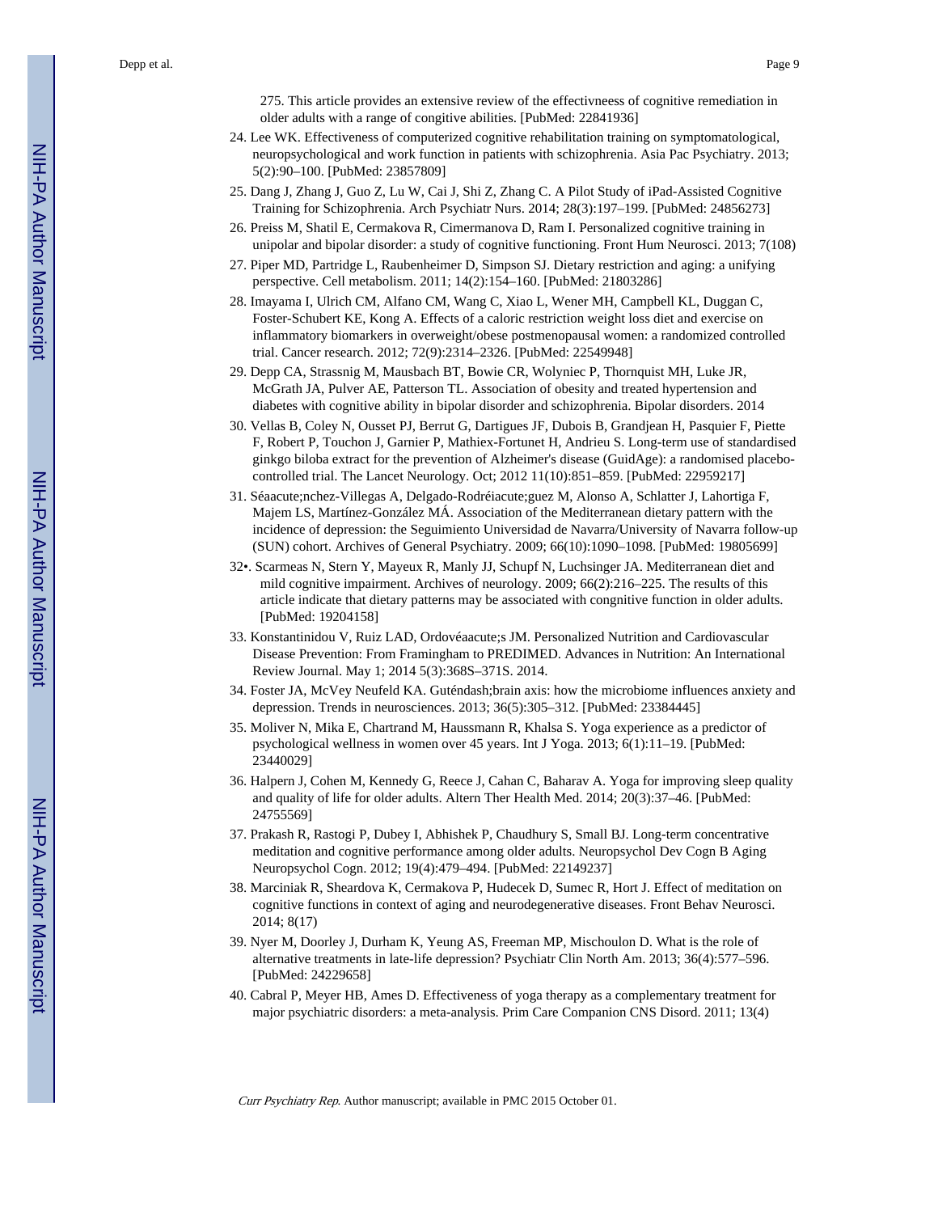275. This article provides an extensive review of the effectivneess of cognitive remediation in older adults with a range of congitive abilities. [PubMed: 22841936]

24. Lee WK. Effectiveness of computerized cognitive rehabilitation training on symptomatological, neuropsychological and work function in patients with schizophrenia. Asia Pac Psychiatry. 2013; 5(2):90–100. [PubMed: 23857809]
25. Dang J, Zhang J, Guo Z, Lu W, Cai J, Shi Z, Zhang C. A Pilot Study of iPad-Assisted Cognitive Training for Schizophrenia. Arch Psychiatr Nurs. 2014; 28(3):197–199. [PubMed: 24856273]
26. Preiss M, Shatil E, Cermakova R, Cimermanova D, Ram I. Personalized cognitive training in unipolar and bipolar disorder: a study of cognitive functioning. Front Hum Neurosci. 2013; 7(108)
27. Piper MD, Partridge L, Raubenheimer D, Simpson SJ. Dietary restriction and aging: a unifying perspective. Cell metabolism. 2011; 14(2):154–160. [PubMed: 21803286]
28. Imayama I, Ulrich CM, Alfano CM, Wang C, Xiao L, Wener MH, Campbell KL, Duggan C, Foster-Schubert KE, Kong A. Effects of a caloric restriction weight loss diet and exercise on inflammatory biomarkers in overweight/obese postmenopausal women: a randomized controlled trial. Cancer research. 2012; 72(9):2314–2326. [PubMed: 22549948]
29. Depp CA, Strassnig M, Mausbach BT, Bowie CR, Wolyniec P, Thornquist MH, Luke JR, McGrath JA, Pulver AE, Patterson TL. Association of obesity and treated hypertension and diabetes with cognitive ability in bipolar disorder and schizophrenia. Bipolar disorders. 2014
30. Vellas B, Coley N, Ousset PJ, Berrut G, Dartigues JF, Dubois B, Grandjean H, Pasquier F, Piette F, Robert P, Touchon J, Garnier P, Mathiex-Fortunet H, Andrieu S. Long-term use of standardised ginkgo biloba extract for the prevention of Alzheimer's disease (GuidAge): a randomised placebo-controlled trial. The Lancet Neurology. Oct; 2012 11(10):851–859. [PubMed: 22959217]
31. Séaacute;nchez-Villegas A, Delgado-Rodréiacute;guez M, Alonso A, Schlatter J, Lahortiga F, Majem LS, Martínez-González MÁ. Association of the Mediterranean dietary pattern with the incidence of depression: the Seguimiento Universidad de Navarra/University of Navarra follow-up (SUN) cohort. Archives of General Psychiatry. 2009; 66(10):1090–1098. [PubMed: 19805699]
32•. Scarmeas N, Stern Y, Mayeux R, Manly JJ, Schupf N, Luchsinger JA. Mediterranean diet and mild cognitive impairment. Archives of neurology. 2009; 66(2):216–225. The results of this article indicate that dietary patterns may be associated with congnitive function in older adults. [PubMed: 19204158]
33. Konstantinidou V, Ruiz LAD, Ordovéaacute;s JM. Personalized Nutrition and Cardiovascular Disease Prevention: From Framingham to PREDIMED. Advances in Nutrition: An International Review Journal. May 1; 2014 5(3):368S–371S. 2014.
34. Foster JA, McVey Neufeld KA. Guténdash;brain axis: how the microbiome influences anxiety and depression. Trends in neurosciences. 2013; 36(5):305–312. [PubMed: 23384445]
35. Moliver N, Mika E, Chartrand M, Haussmann R, Khalsa S. Yoga experience as a predictor of psychological wellness in women over 45 years. Int J Yoga. 2013; 6(1):11–19. [PubMed: 23440029]
36. Halpern J, Cohen M, Kennedy G, Reece J, Cahan C, Baharav A. Yoga for improving sleep quality and quality of life for older adults. Altern Ther Health Med. 2014; 20(3):37–46. [PubMed: 24755569]
37. Prakash R, Rastogi P, Dubey I, Abhishek P, Chaudhury S, Small BJ. Long-term concentrative meditation and cognitive performance among older adults. Neuropsychol Dev Cogn B Aging Neuropsychol Cogn. 2012; 19(4):479–494. [PubMed: 22149237]
38. Marciniak R, Sheardova K, Cermakova P, Hudecek D, Sumec R, Hort J. Effect of meditation on cognitive functions in context of aging and neurodegenerative diseases. Front Behav Neurosci. 2014; 8(17)
39. Nyer M, Doorley J, Durham K, Yeung AS, Freeman MP, Mischoulon D. What is the role of alternative treatments in late-life depression? Psychiatr Clin North Am. 2013; 36(4):577–596. [PubMed: 24229658]
40. Cabral P, Meyer HB, Ames D. Effectiveness of yoga therapy as a complementary treatment for major psychiatric disorders: a meta-analysis. Prim Care Companion CNS Disord. 2011; 13(4)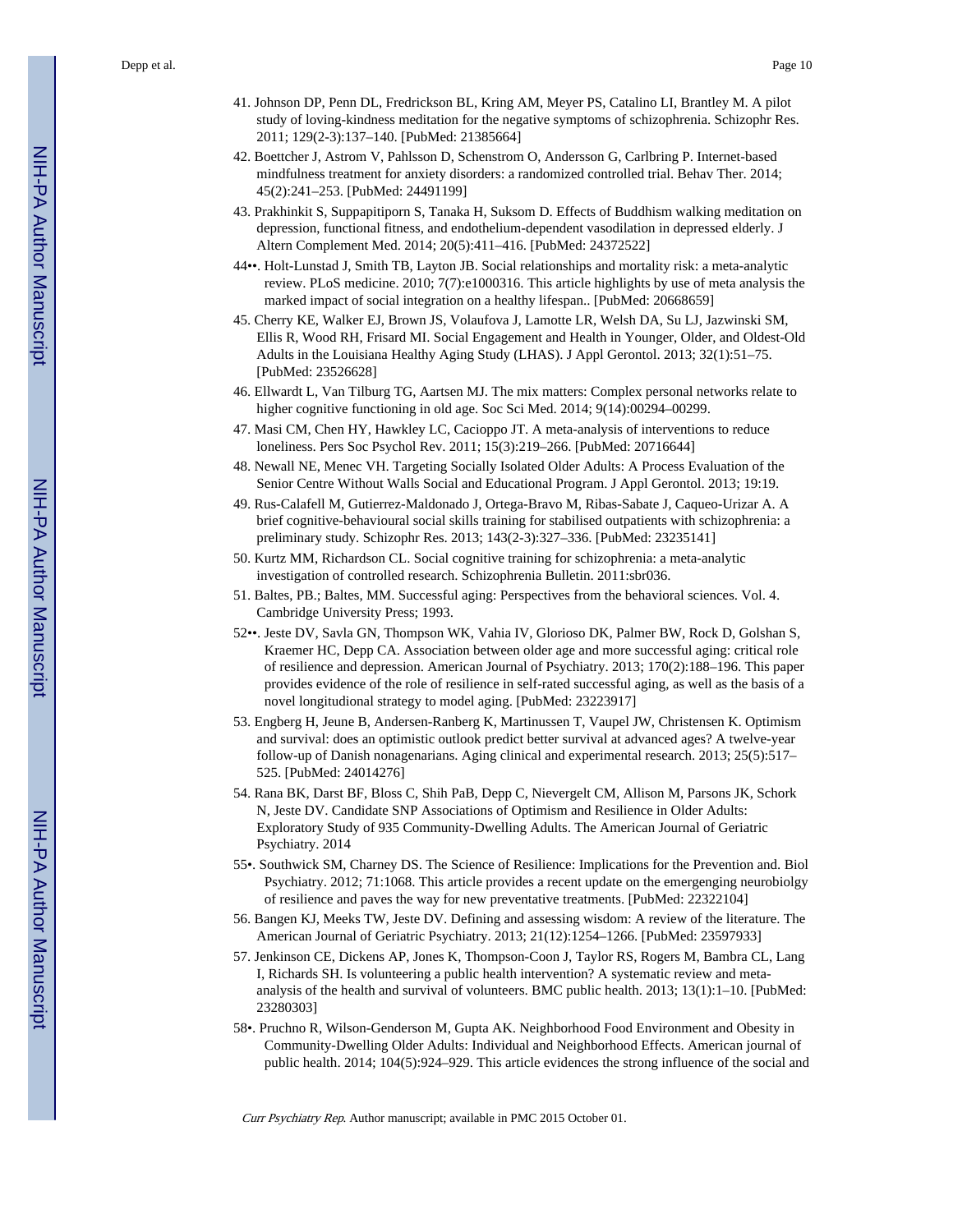41. Johnson DP, Penn DL, Fredrickson BL, Kring AM, Meyer PS, Catalino LI, Brantley M. A pilot study of loving-kindness meditation for the negative symptoms of schizophrenia. Schizophr Res. 2011; 129(2-3):137–140. [PubMed: 21385664]
42. Boettcher J, Astrom V, Pahlsson D, Schenstrom O, Andersson G, Carlbring P. Internet-based mindfulness treatment for anxiety disorders: a randomized controlled trial. Behav Ther. 2014; 45(2):241–253. [PubMed: 24491199]
43. Prakhinkit S, Suppapitiporn S, Tanaka H, Suksom D. Effects of Buddhism walking meditation on depression, functional fitness, and endothelium-dependent vasodilation in depressed elderly. J Altern Complement Med. 2014; 20(5):411–416. [PubMed: 24372522]
44••. Holt-Lunstad J, Smith TB, Layton JB. Social relationships and mortality risk: a meta-analytic review. PLoS medicine. 2010; 7(7):e1000316. This article highlights by use of meta analysis the marked impact of social integration on a healthy lifespan.. [PubMed: 20668659]
45. Cherry KE, Walker EJ, Brown JS, Volaufova J, Lamotte LR, Welsh DA, Su LJ, Jazwinski SM, Ellis R, Wood RH, Frisard MI. Social Engagement and Health in Younger, Older, and Oldest-Old Adults in the Louisiana Healthy Aging Study (LHAS). J Appl Gerontol. 2013; 32(1):51–75. [PubMed: 23526628]
46. Ellwardt L, Van Tilburg TG, Aartsen MJ. The mix matters: Complex personal networks relate to higher cognitive functioning in old age. Soc Sci Med. 2014; 9(14):00294–00299.
47. Masi CM, Chen HY, Hawkley LC, Cacioppo JT. A meta-analysis of interventions to reduce loneliness. Pers Soc Psychol Rev. 2011; 15(3):219–266. [PubMed: 20716644]
48. Newall NE, Menec VH. Targeting Socially Isolated Older Adults: A Process Evaluation of the Senior Centre Without Walls Social and Educational Program. J Appl Gerontol. 2013; 19:19.
49. Rus-Calafell M, Gutierrez-Maldonado J, Ortega-Bravo M, Ribas-Sabate J, Caqueo-Urizar A. A brief cognitive-behavioural social skills training for stabilised outpatients with schizophrenia: a preliminary study. Schizophr Res. 2013; 143(2-3):327–336. [PubMed: 23235141]
50. Kurtz MM, Richardson CL. Social cognitive training for schizophrenia: a meta-analytic investigation of controlled research. Schizophrenia Bulletin. 2011:sbr036.
51. Baltes, PB.; Baltes, MM. Successful aging: Perspectives from the behavioral sciences. Vol. 4. Cambridge University Press; 1993.
52••. Jeste DV, Savla GN, Thompson WK, Vahia IV, Glorioso DK, Palmer BW, Rock D, Golshan S, Kraemer HC, Depp CA. Association between older age and more successful aging: critical role of resilience and depression. American Journal of Psychiatry. 2013; 170(2):188–196. This paper provides evidence of the role of resilience in self-rated successful aging, as well as the basis of a novel longitudional strategy to model aging. [PubMed: 23223917]
53. Engberg H, Jeune B, Andersen-Ranberg K, Martinussen T, Vaupel JW, Christensen K. Optimism and survival: does an optimistic outlook predict better survival at advanced ages? A twelve-year follow-up of Danish nonagenarians. Aging clinical and experimental research. 2013; 25(5):517–525. [PubMed: 24014276]
54. Rana BK, Darst BF, Bloss C, Shih PaB, Depp C, Nievergelt CM, Allison M, Parsons JK, Schork N, Jeste DV. Candidate SNP Associations of Optimism and Resilience in Older Adults: Exploratory Study of 935 Community-Dwelling Adults. The American Journal of Geriatric Psychiatry. 2014
55•. Southwick SM, Charney DS. The Science of Resilience: Implications for the Prevention and. Biol Psychiatry. 2012; 71:1068. This article provides a recent update on the emergenging neurobiolgy of resilience and paves the way for new preventative treatments. [PubMed: 22322104]
56. Bangen KJ, Meeks TW, Jeste DV. Defining and assessing wisdom: A review of the literature. The American Journal of Geriatric Psychiatry. 2013; 21(12):1254–1266. [PubMed: 23597933]
57. Jenkinson CE, Dickens AP, Jones K, Thompson-Coon J, Taylor RS, Rogers M, Bambra CL, Lang I, Richards SH. Is volunteering a public health intervention? A systematic review and meta-analysis of the health and survival of volunteers. BMC public health. 2013; 13(1):1–10. [PubMed: 23280303]
58•. Pruchno R, Wilson-Genderson M, Gupta AK. Neighborhood Food Environment and Obesity in Community-Dwelling Older Adults: Individual and Neighborhood Effects. American journal of public health. 2014; 104(5):924–929. This article evidences the strong influence of the social and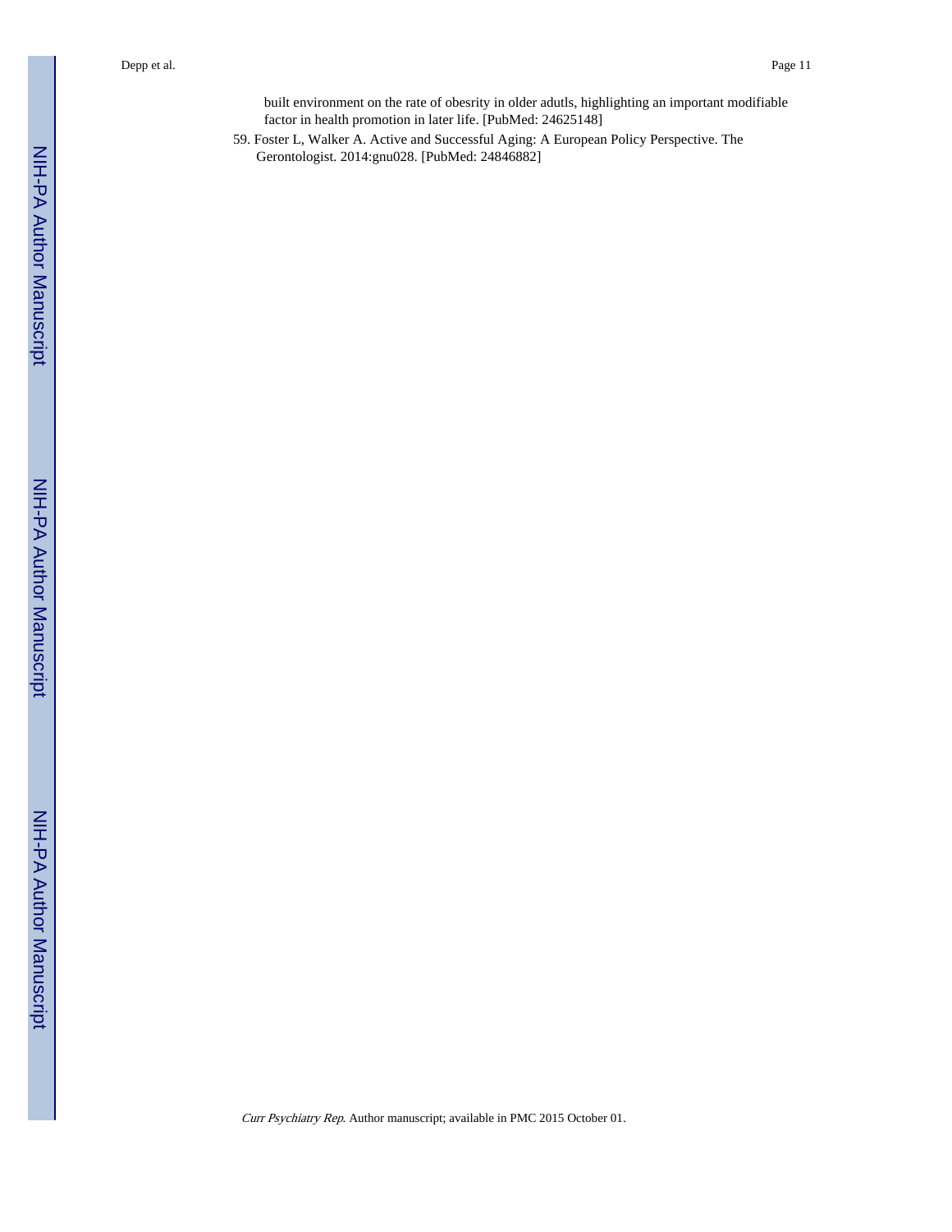built environment on the rate of obesrity in older adutls, highlighting an important modifiable factor in health promotion in later life. [PubMed: 24625148]

59. Foster L, Walker A. Active and Successful Aging: A European Policy Perspective. The Gerontologist. 2014:gnu028. [PubMed: 24846882]